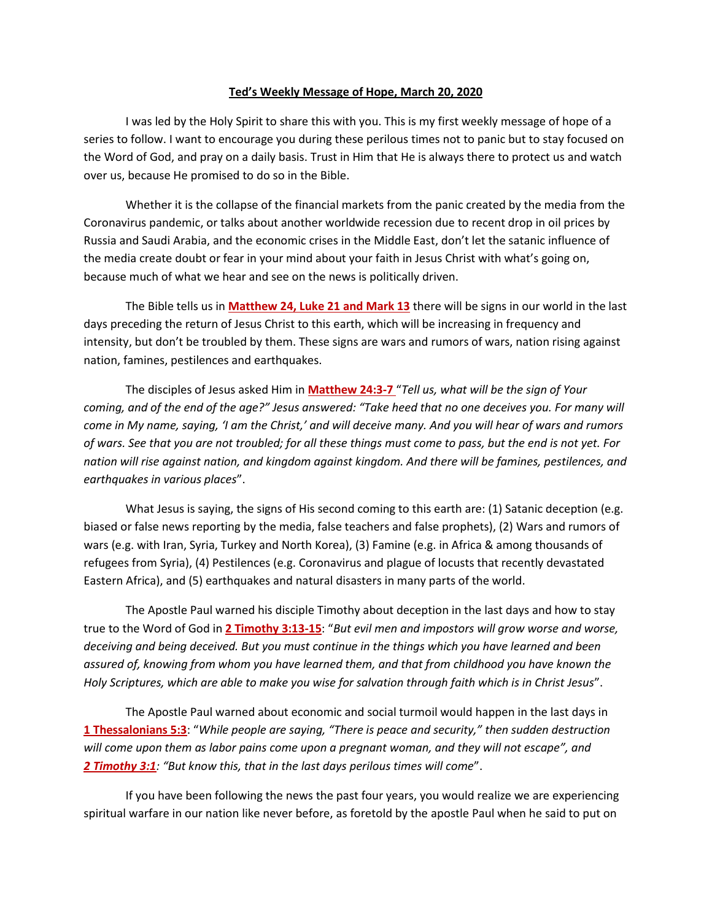**Ted's Weekly Message of Hope, March 20, 2020**

I was led by the Holy Spirit to share this with you. This is my first weekly message of hope of a series to follow. I want to encourage you during these perilous times not to panic but to stay focused on the Word of God, and pray on a daily basis. Trust in Him that He is always there to protect us and watch over us, because He promised to do so in the Bible.

Whether it is the collapse of the financial markets from the panic created by the media from the Coronavirus pandemic, or talks about another worldwide recession due to recent drop in oil prices by Russia and Saudi Arabia, and the economic crises in the Middle East, don't let the satanic influence of the media create doubt or fear in your mind about your faith in Jesus Christ with what's going on, because much of what we hear and see on the news is politically driven.

The Bible tells us in **Matthew 24, Luke 21 and Mark 13** there will be signs in our world in the last days preceding the return of Jesus Christ to this earth, which will be increasing in frequency and intensity, but don't be troubled by them. These signs are wars and rumors of wars, nation rising against nation, famines, pestilences and earthquakes.

The disciples of Jesus asked Him in **Matthew 24:3-7** "*Tell us, what will be the sign of Your coming, and of the end of the age?" Jesus answered: "Take heed that no one deceives you. For many will come in My name, saying, 'I am the Christ,' and will deceive many. And you will hear of wars and rumors of wars. See that you are not troubled; for all these things must come to pass, but the end is not yet. For nation will rise against nation, and kingdom against kingdom. And there will be famines, pestilences, and earthquakes in various places*".

What Jesus is saying, the signs of His second coming to this earth are: (1) Satanic deception (e.g. biased or false news reporting by the media, false teachers and false prophets), (2) Wars and rumors of wars (e.g. with Iran, Syria, Turkey and North Korea), (3) Famine (e.g. in Africa & among thousands of refugees from Syria), (4) Pestilences (e.g. Coronavirus and plague of locusts that recently devastated Eastern Africa), and (5) earthquakes and natural disasters in many parts of the world.

The Apostle Paul warned his disciple Timothy about deception in the last days and how to stay true to the Word of God in **2 Timothy 3:13-15**: "*But evil men and impostors will grow worse and worse, deceiving and being deceived. But you must continue in the things which you have learned and been assured of, knowing from whom you have learned them, and that from childhood you have known the Holy Scriptures, which are able to make you wise for salvation through faith which is in Christ Jesus*".

The Apostle Paul warned about economic and social turmoil would happen in the last days in **1 Thessalonians 5:3**: "*While people are saying, "There is peace and security," then sudden destruction will come upon them as labor pains come upon a pregnant woman, and they will not escape", and* ***2 Timothy 3:1****: "But know this, that in the last days perilous times will come*".

If you have been following the news the past four years, you would realize we are experiencing spiritual warfare in our nation like never before, as foretold by the apostle Paul when he said to put on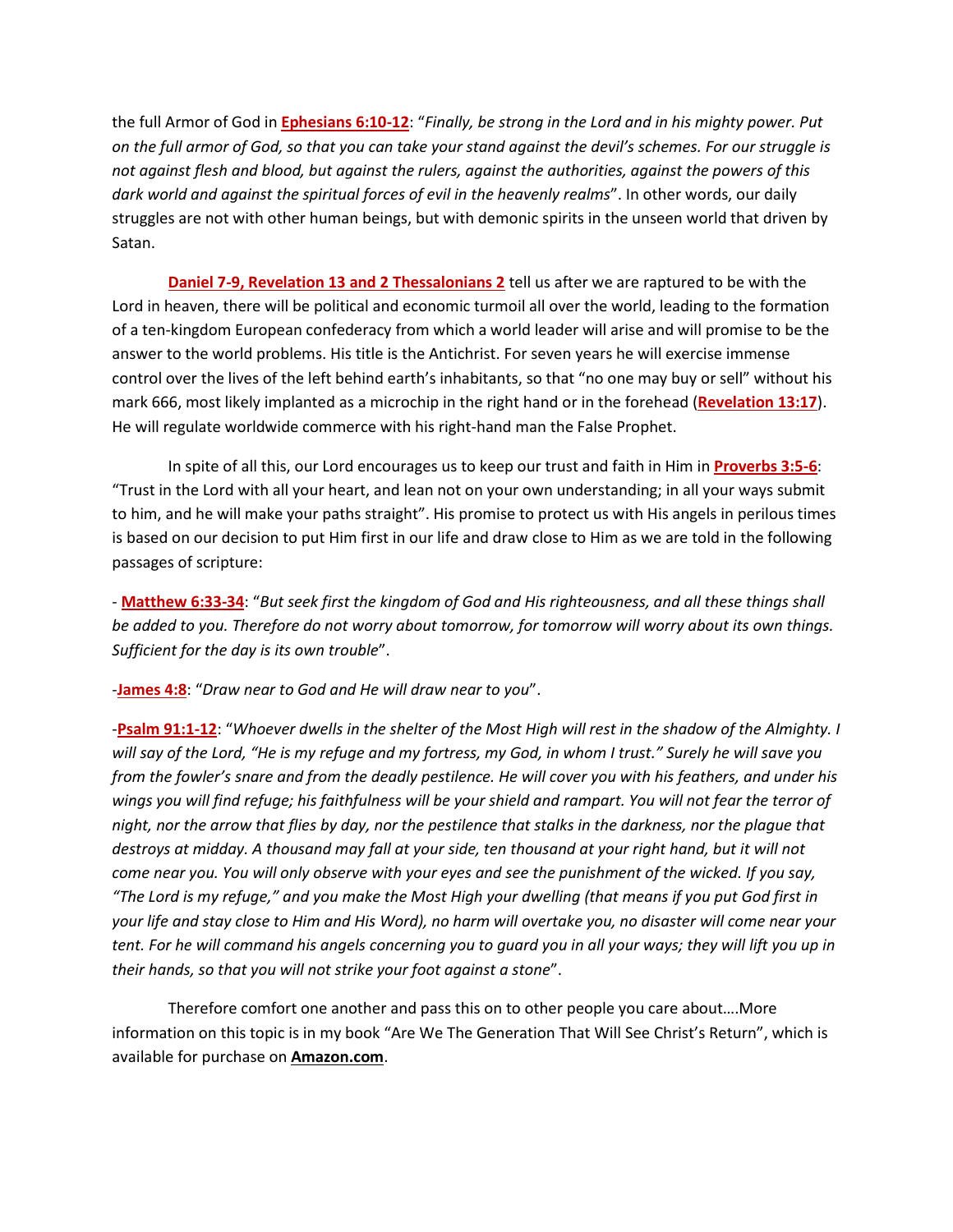the full Armor of God in **Ephesians 6:10-12**: "*Finally, be strong in the Lord and in his mighty power. Put on the full armor of God, so that you can take your stand against the devil's schemes. For our struggle is not against flesh and blood, but against the rulers, against the authorities, against the powers of this dark world and against the spiritual forces of evil in the heavenly realms*". In other words, our daily struggles are not with other human beings, but with demonic spirits in the unseen world that driven by Satan.

**Daniel 7-9, Revelation 13 and 2 Thessalonians 2** tell us after we are raptured to be with the Lord in heaven, there will be political and economic turmoil all over the world, leading to the formation of a ten-kingdom European confederacy from which a world leader will arise and will promise to be the answer to the world problems. His title is the Antichrist. For seven years he will exercise immense control over the lives of the left behind earth's inhabitants, so that "no one may buy or sell" without his mark 666, most likely implanted as a microchip in the right hand or in the forehead (**Revelation 13:17**). He will regulate worldwide commerce with his right-hand man the False Prophet.

In spite of all this, our Lord encourages us to keep our trust and faith in Him in **Proverbs 3:5-6**: "Trust in the Lord with all your heart, and lean not on your own understanding; in all your ways submit to him, and he will make your paths straight". His promise to protect us with His angels in perilous times is based on our decision to put Him first in our life and draw close to Him as we are told in the following passages of scripture:

- **Matthew 6:33-34**: "*But seek first the kingdom of God and His righteousness, and all these things shall be added to you. Therefore do not worry about tomorrow, for tomorrow will worry about its own things. Sufficient for the day is its own trouble*".

-**James 4:8**: "*Draw near to God and He will draw near to you*".

-**Psalm 91:1-12**: "*Whoever dwells in the shelter of the Most High will rest in the shadow of the Almighty. I will say of the Lord, "He is my refuge and my fortress, my God, in whom I trust." Surely he will save you from the fowler's snare and from the deadly pestilence. He will cover you with his feathers, and under his wings you will find refuge; his faithfulness will be your shield and rampart. You will not fear the terror of night, nor the arrow that flies by day, nor the pestilence that stalks in the darkness, nor the plague that destroys at midday. A thousand may fall at your side, ten thousand at your right hand, but it will not come near you. You will only observe with your eyes and see the punishment of the wicked. If you say, "The Lord is my refuge," and you make the Most High your dwelling (that means if you put God first in your life and stay close to Him and His Word), no harm will overtake you, no disaster will come near your tent. For he will command his angels concerning you to guard you in all your ways; they will lift you up in their hands, so that you will not strike your foot against a stone*".

Therefore comfort one another and pass this on to other people you care about….More information on this topic is in my book "Are We The Generation That Will See Christ's Return", which is available for purchase on **Amazon.com**.